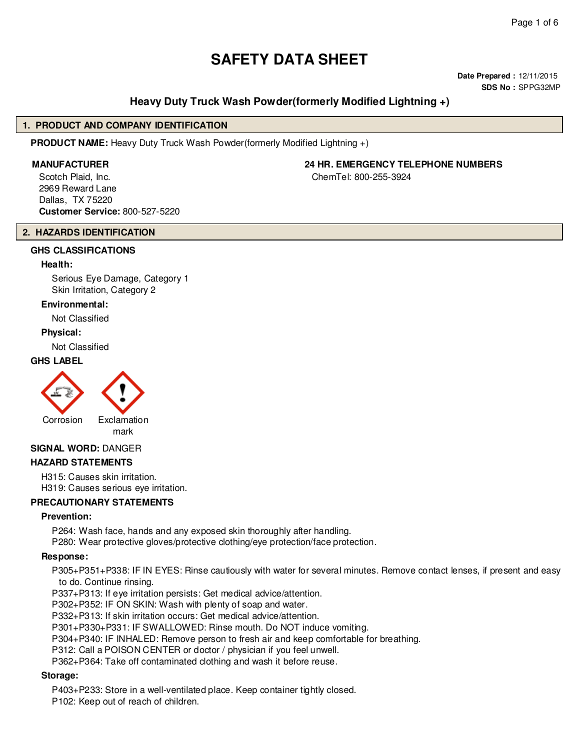# SAFETY DATA SHEET

**Date Prepared :** 12/11/2015
**SDS No :** SPPG32MP

## Heavy Duty Truck Wash Powder(formerly Modified Lightning +)

## 1. PRODUCT AND COMPANY IDENTIFICATION

**PRODUCT NAME:** Heavy Duty Truck Wash Powder(formerly Modified Lightning +)

**MANUFACTURER**

Scotch Plaid, Inc.
2969 Reward Lane
Dallas, TX 75220
**Customer Service:** 800-527-5220

**24 HR. EMERGENCY TELEPHONE NUMBERS**

ChemTel: 800-255-3924

## 2. HAZARDS IDENTIFICATION

### GHS CLASSIFICATIONS

**Health:**

Serious Eye Damage, Category 1
Skin Irritation, Category 2

**Environmental:**

Not Classified

**Physical:**

Not Classified

### GHS LABEL

Corrosion    Exclamation mark

**SIGNAL WORD:** DANGER

### HAZARD STATEMENTS

H315: Causes skin irritation.
H319: Causes serious eye irritation.

### PRECAUTIONARY STATEMENTS

**Prevention:**

P264: Wash face, hands and any exposed skin thoroughly after handling.
P280: Wear protective gloves/protective clothing/eye protection/face protection.

**Response:**

P305+P351+P338: IF IN EYES: Rinse cautiously with water for several minutes. Remove contact lenses, if present and easy to do. Continue rinsing.
P337+P313: If eye irritation persists: Get medical advice/attention.
P302+P352: IF ON SKIN: Wash with plenty of soap and water.
P332+P313: If skin irritation occurs: Get medical advice/attention.
P301+P330+P331: IF SWALLOWED: Rinse mouth. Do NOT induce vomiting.
P304+P340: IF INHALED: Remove person to fresh air and keep comfortable for breathing.
P312: Call a POISON CENTER or doctor / physician if you feel unwell.
P362+P364: Take off contaminated clothing and wash it before reuse.

**Storage:**

P403+P233: Store in a well-ventilated place. Keep container tightly closed.
P102: Keep out of reach of children.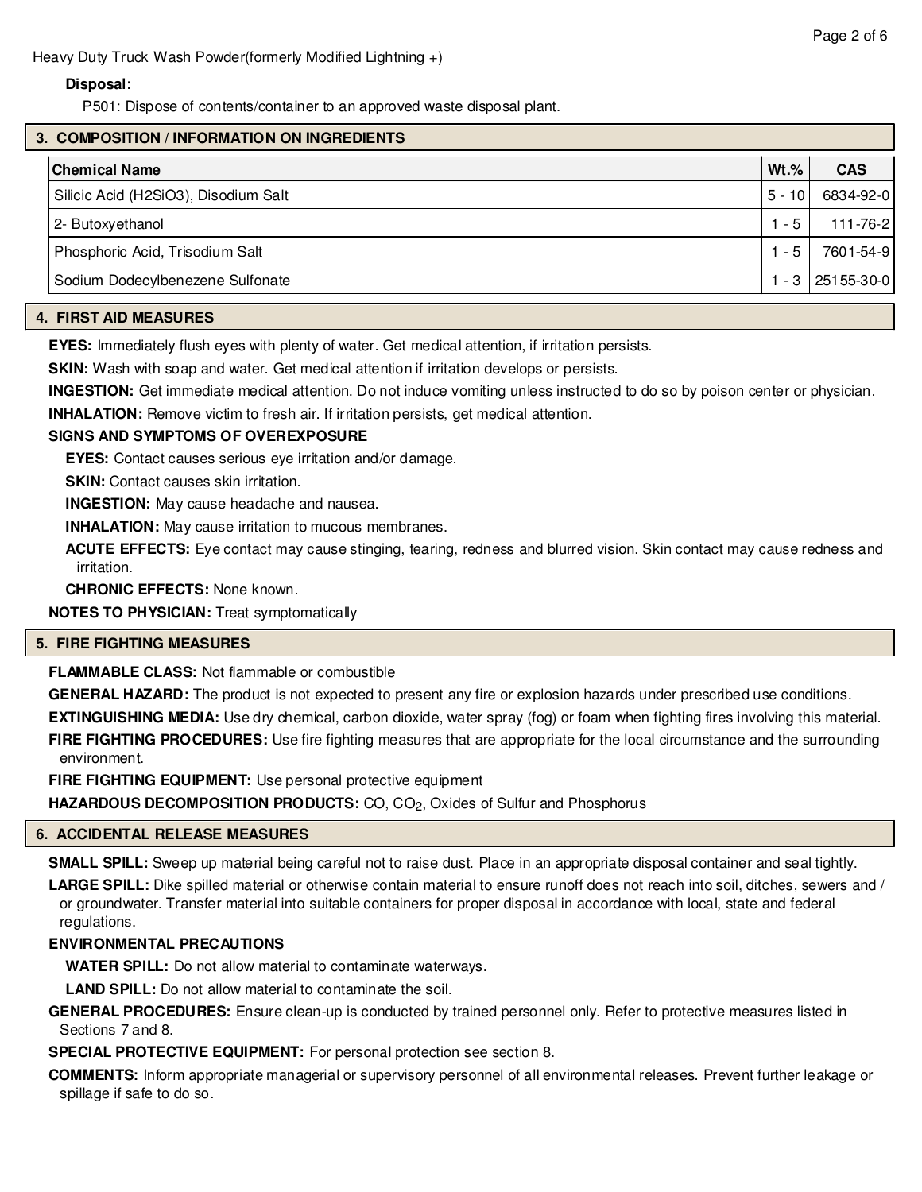**Disposal:**

P501: Dispose of contents/container to an approved waste disposal plant.

## 3. COMPOSITION / INFORMATION ON INGREDIENTS

| Chemical Name | Wt.% | CAS |
|---|---|---|
| Silicic Acid (H2SiO3), Disodium Salt | 5 - 10 | 6834-92-0 |
| 2- Butoxyethanol | 1 - 5 | 111-76-2 |
| Phosphoric Acid, Trisodium Salt | 1 - 5 | 7601-54-9 |
| Sodium Dodecylbenezene Sulfonate | 1 - 3 | 25155-30-0 |

## 4. FIRST AID MEASURES

**EYES:** Immediately flush eyes with plenty of water. Get medical attention, if irritation persists.

**SKIN:** Wash with soap and water. Get medical attention if irritation develops or persists.

**INGESTION:** Get immediate medical attention. Do not induce vomiting unless instructed to do so by poison center or physician.

**INHALATION:** Remove victim to fresh air. If irritation persists, get medical attention.

**SIGNS AND SYMPTOMS OF OVEREXPOSURE**

**EYES:** Contact causes serious eye irritation and/or damage.

**SKIN:** Contact causes skin irritation.

**INGESTION:** May cause headache and nausea.

**INHALATION:** May cause irritation to mucous membranes.

**ACUTE EFFECTS:** Eye contact may cause stinging, tearing, redness and blurred vision. Skin contact may cause redness and irritation.

**CHRONIC EFFECTS:** None known.

**NOTES TO PHYSICIAN:** Treat symptomatically

## 5. FIRE FIGHTING MEASURES

**FLAMMABLE CLASS:** Not flammable or combustible

**GENERAL HAZARD:** The product is not expected to present any fire or explosion hazards under prescribed use conditions.

**EXTINGUISHING MEDIA:** Use dry chemical, carbon dioxide, water spray (fog) or foam when fighting fires involving this material.

**FIRE FIGHTING PROCEDURES:** Use fire fighting measures that are appropriate for the local circumstance and the surrounding environment.

**FIRE FIGHTING EQUIPMENT:** Use personal protective equipment

**HAZARDOUS DECOMPOSITION PRODUCTS:** CO, $CO_2$, Oxides of Sulfur and Phosphorus

## 6. ACCIDENTAL RELEASE MEASURES

**SMALL SPILL:** Sweep up material being careful not to raise dust. Place in an appropriate disposal container and seal tightly.

**LARGE SPILL:** Dike spilled material or otherwise contain material to ensure runoff does not reach into soil, ditches, sewers and / or groundwater. Transfer material into suitable containers for proper disposal in accordance with local, state and federal regulations.

**ENVIRONMENTAL PRECAUTIONS**

**WATER SPILL:** Do not allow material to contaminate waterways.

**LAND SPILL:** Do not allow material to contaminate the soil.

**GENERAL PROCEDURES:** Ensure clean-up is conducted by trained personnel only. Refer to protective measures listed in Sections 7 and 8.

**SPECIAL PROTECTIVE EQUIPMENT:** For personal protection see section 8.

**COMMENTS:** Inform appropriate managerial or supervisory personnel of all environmental releases. Prevent further leakage or spillage if safe to do so.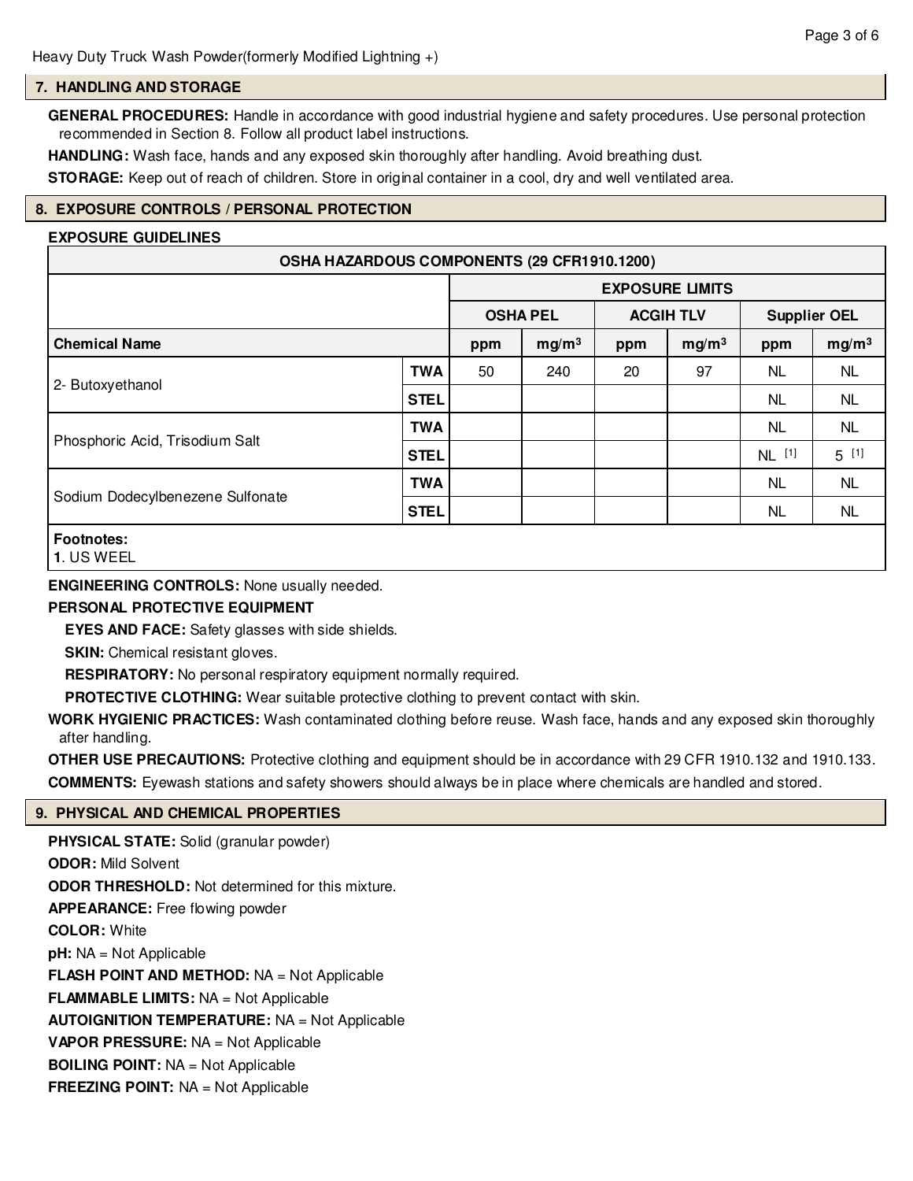## 7. HANDLING AND STORAGE

**GENERAL PROCEDURES:** Handle in accordance with good industrial hygiene and safety procedures. Use personal protection recommended in Section 8. Follow all product label instructions.

**HANDLING:** Wash face, hands and any exposed skin thoroughly after handling. Avoid breathing dust.

**STORAGE:** Keep out of reach of children. Store in original container in a cool, dry and well ventilated area.

## 8. EXPOSURE CONTROLS / PERSONAL PROTECTION

**EXPOSURE GUIDELINES**

| OSHA HAZARDOUS COMPONENTS (29 CFR1910.1200) | | | | | | | |
|---|---|---|---|---|---|---|---|
| | | EXPOSURE LIMITS | | | | | |
| | | OSHA PEL | | ACGIH TLV | | Supplier OEL | |
| **Chemical Name** | | ppm | $mg/m^3$ | ppm | $mg/m^3$ | ppm | $mg/m^3$ |
| 2- Butoxyethanol | TWA | 50 | 240 | 20 | 97 | NL | NL |
| | STEL | | | | | NL | NL |
| Phosphoric Acid, Trisodium Salt | TWA | | | | | NL | NL |
| | STEL | | | | | NL [1] | 5 [1] |
| Sodium Dodecylbenezene Sulfonate | TWA | | | | | NL | NL |
| | STEL | | | | | NL | NL |

**Footnotes:**
**1**. US WEEL

**ENGINEERING CONTROLS:** None usually needed.

**PERSONAL PROTECTIVE EQUIPMENT**

**EYES AND FACE:** Safety glasses with side shields.

**SKIN:** Chemical resistant gloves.

**RESPIRATORY:** No personal respiratory equipment normally required.

**PROTECTIVE CLOTHING:** Wear suitable protective clothing to prevent contact with skin.

**WORK HYGIENIC PRACTICES:** Wash contaminated clothing before reuse. Wash face, hands and any exposed skin thoroughly after handling.

**OTHER USE PRECAUTIONS:** Protective clothing and equipment should be in accordance with 29 CFR 1910.132 and 1910.133.

**COMMENTS:** Eyewash stations and safety showers should always be in place where chemicals are handled and stored.

## 9. PHYSICAL AND CHEMICAL PROPERTIES

**PHYSICAL STATE:** Solid (granular powder)

**ODOR:** Mild Solvent

**ODOR THRESHOLD:** Not determined for this mixture.

**APPEARANCE:** Free flowing powder

**COLOR:** White

**pH:** NA = Not Applicable

**FLASH POINT AND METHOD:** NA = Not Applicable

**FLAMMABLE LIMITS:** NA = Not Applicable

**AUTOIGNITION TEMPERATURE:** NA = Not Applicable

**VAPOR PRESSURE:** NA = Not Applicable

**BOILING POINT:** NA = Not Applicable

**FREEZING POINT:** NA = Not Applicable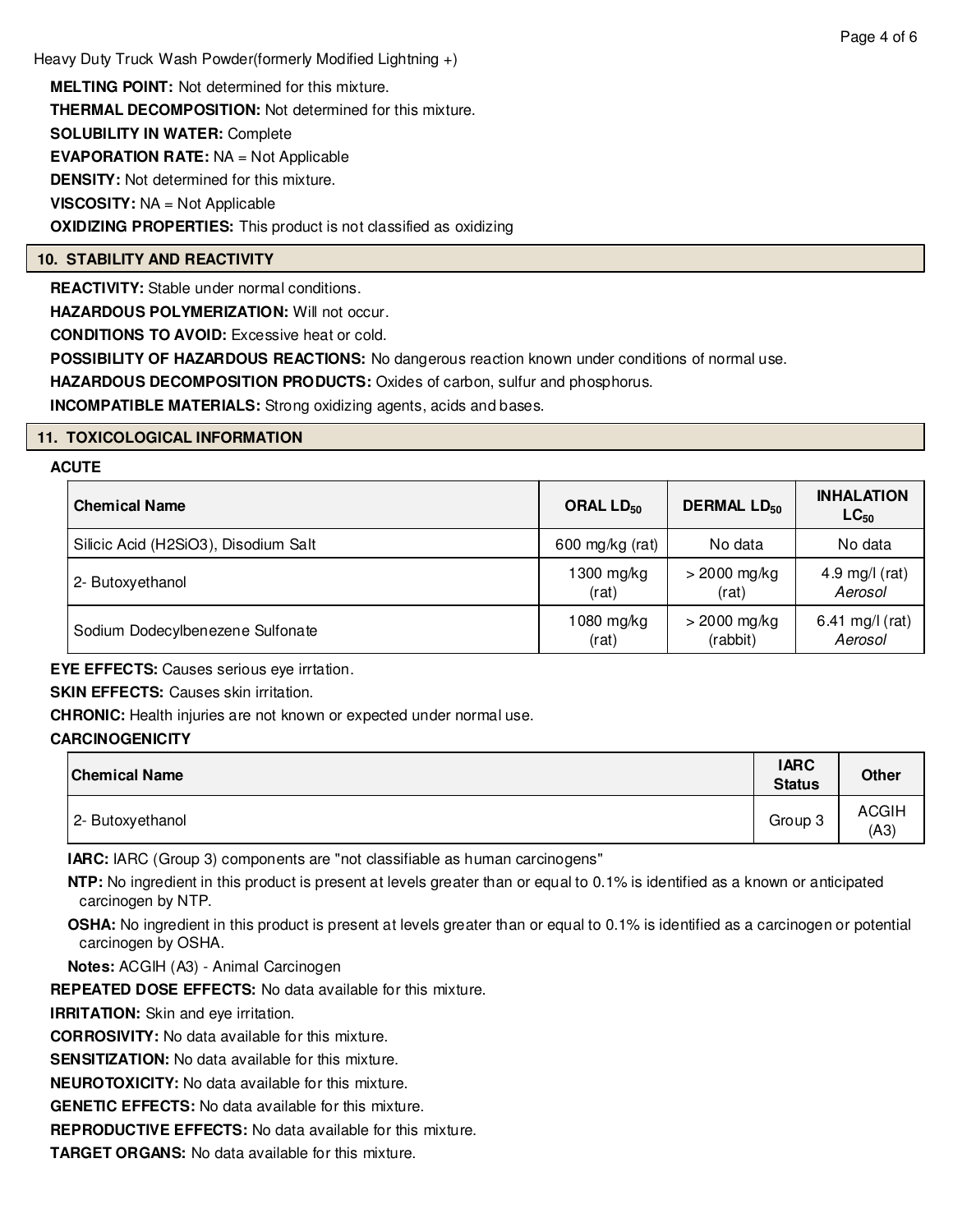**MELTING POINT:** Not determined for this mixture.

**THERMAL DECOMPOSITION:** Not determined for this mixture.

**SOLUBILITY IN WATER:** Complete

**EVAPORATION RATE:** NA = Not Applicable

**DENSITY:** Not determined for this mixture.

**VISCOSITY:** NA = Not Applicable

**OXIDIZING PROPERTIES:** This product is not classified as oxidizing

## 10. STABILITY AND REACTIVITY

**REACTIVITY:** Stable under normal conditions.

**HAZARDOUS POLYMERIZATION:** Will not occur.

**CONDITIONS TO AVOID:** Excessive heat or cold.

**POSSIBILITY OF HAZARDOUS REACTIONS:** No dangerous reaction known under conditions of normal use.

**HAZARDOUS DECOMPOSITION PRODUCTS:** Oxides of carbon, sulfur and phosphorus.

**INCOMPATIBLE MATERIALS:** Strong oxidizing agents, acids and bases.

## 11. TOXICOLOGICAL INFORMATION

**ACUTE**

| Chemical Name | ORAL $LD_{50}$ | DERMAL $LD_{50}$ | INHALATION $LC_{50}$ |
|---|---|---|---|
| Silicic Acid (H2SiO3), Disodium Salt | 600 mg/kg (rat) | No data | No data |
| 2- Butoxyethanol | 1300 mg/kg (rat) | > 2000 mg/kg (rat) | 4.9 mg/l (rat) *Aerosol* |
| Sodium Dodecylbenezene Sulfonate | 1080 mg/kg (rat) | > 2000 mg/kg (rabbit) | 6.41 mg/l (rat) *Aerosol* |

**EYE EFFECTS:** Causes serious eye irrtation.

**SKIN EFFECTS:** Causes skin irritation.

**CHRONIC:** Health injuries are not known or expected under normal use.

**CARCINOGENICITY**

| Chemical Name | IARC Status | Other |
|---|---|---|
| 2- Butoxyethanol | Group 3 | ACGIH (A3) |

**IARC:** IARC (Group 3) components are "not classifiable as human carcinogens"

**NTP:** No ingredient in this product is present at levels greater than or equal to 0.1% is identified as a known or anticipated carcinogen by NTP.

**OSHA:** No ingredient in this product is present at levels greater than or equal to 0.1% is identified as a carcinogen or potential carcinogen by OSHA.

**Notes:** ACGIH (A3) - Animal Carcinogen

**REPEATED DOSE EFFECTS:** No data available for this mixture.

**IRRITATION:** Skin and eye irritation.

**CORROSIVITY:** No data available for this mixture.

**SENSITIZATION:** No data available for this mixture.

**NEUROTOXICITY:** No data available for this mixture.

**GENETIC EFFECTS:** No data available for this mixture.

**REPRODUCTIVE EFFECTS:** No data available for this mixture.

**TARGET ORGANS:** No data available for this mixture.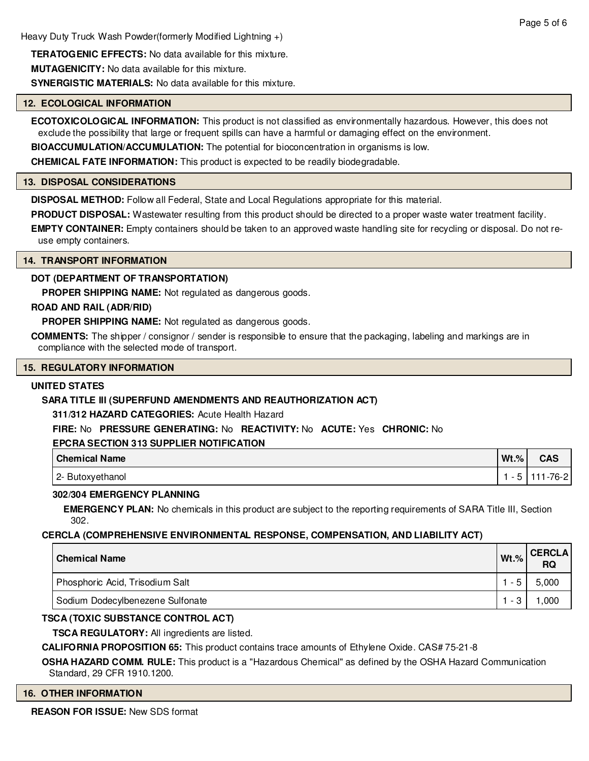**TERATOGENIC EFFECTS:** No data available for this mixture.

**MUTAGENICITY:** No data available for this mixture.

**SYNERGISTIC MATERIALS:** No data available for this mixture.

## 12. ECOLOGICAL INFORMATION

**ECOTOXICOLOGICAL INFORMATION:** This product is not classified as environmentally hazardous. However, this does not exclude the possibility that large or frequent spills can have a harmful or damaging effect on the environment.

**BIOACCUMULATION/ACCUMULATION:** The potential for bioconcentration in organisms is low.

**CHEMICAL FATE INFORMATION:** This product is expected to be readily biodegradable.

## 13. DISPOSAL CONSIDERATIONS

**DISPOSAL METHOD:** Follow all Federal, State and Local Regulations appropriate for this material.

**PRODUCT DISPOSAL:** Wastewater resulting from this product should be directed to a proper waste water treatment facility.

**EMPTY CONTAINER:** Empty containers should be taken to an approved waste handling site for recycling or disposal. Do not re-use empty containers.

## 14. TRANSPORT INFORMATION

**DOT (DEPARTMENT OF TRANSPORTATION)**

**PROPER SHIPPING NAME:** Not regulated as dangerous goods.

**ROAD AND RAIL (ADR/RID)**

**PROPER SHIPPING NAME:** Not regulated as dangerous goods.

**COMMENTS:** The shipper / consignor / sender is responsible to ensure that the packaging, labeling and markings are in compliance with the selected mode of transport.

## 15. REGULATORY INFORMATION

**UNITED STATES**

**SARA TITLE III (SUPERFUND AMENDMENTS AND REAUTHORIZATION ACT)**

**311/312 HAZARD CATEGORIES:** Acute Health Hazard

**FIRE:** No **PRESSURE GENERATING:** No **REACTIVITY:** No **ACUTE:** Yes **CHRONIC:** No

**EPCRA SECTION 313 SUPPLIER NOTIFICATION**

| Chemical Name | Wt.% | CAS |
|---|---|---|
| 2- Butoxyethanol | 1 - 5 | 111-76-2 |

**302/304 EMERGENCY PLANNING**

**EMERGENCY PLAN:** No chemicals in this product are subject to the reporting requirements of SARA Title III, Section 302.

**CERCLA (COMPREHENSIVE ENVIRONMENTAL RESPONSE, COMPENSATION, AND LIABILITY ACT)**

| Chemical Name | Wt.% | CERCLA RQ |
|---|---|---|
| Phosphoric Acid, Trisodium Salt | 1 - 5 | 5,000 |
| Sodium Dodecylbenezene Sulfonate | 1 - 3 | 1,000 |

**TSCA (TOXIC SUBSTANCE CONTROL ACT)**

**TSCA REGULATORY:** All ingredients are listed.

**CALIFORNIA PROPOSITION 65:** This product contains trace amounts of Ethylene Oxide. CAS# 75-21-8

**OSHA HAZARD COMM. RULE:** This product is a "Hazardous Chemical" as defined by the OSHA Hazard Communication Standard, 29 CFR 1910.1200.

## 16. OTHER INFORMATION

**REASON FOR ISSUE:** New SDS format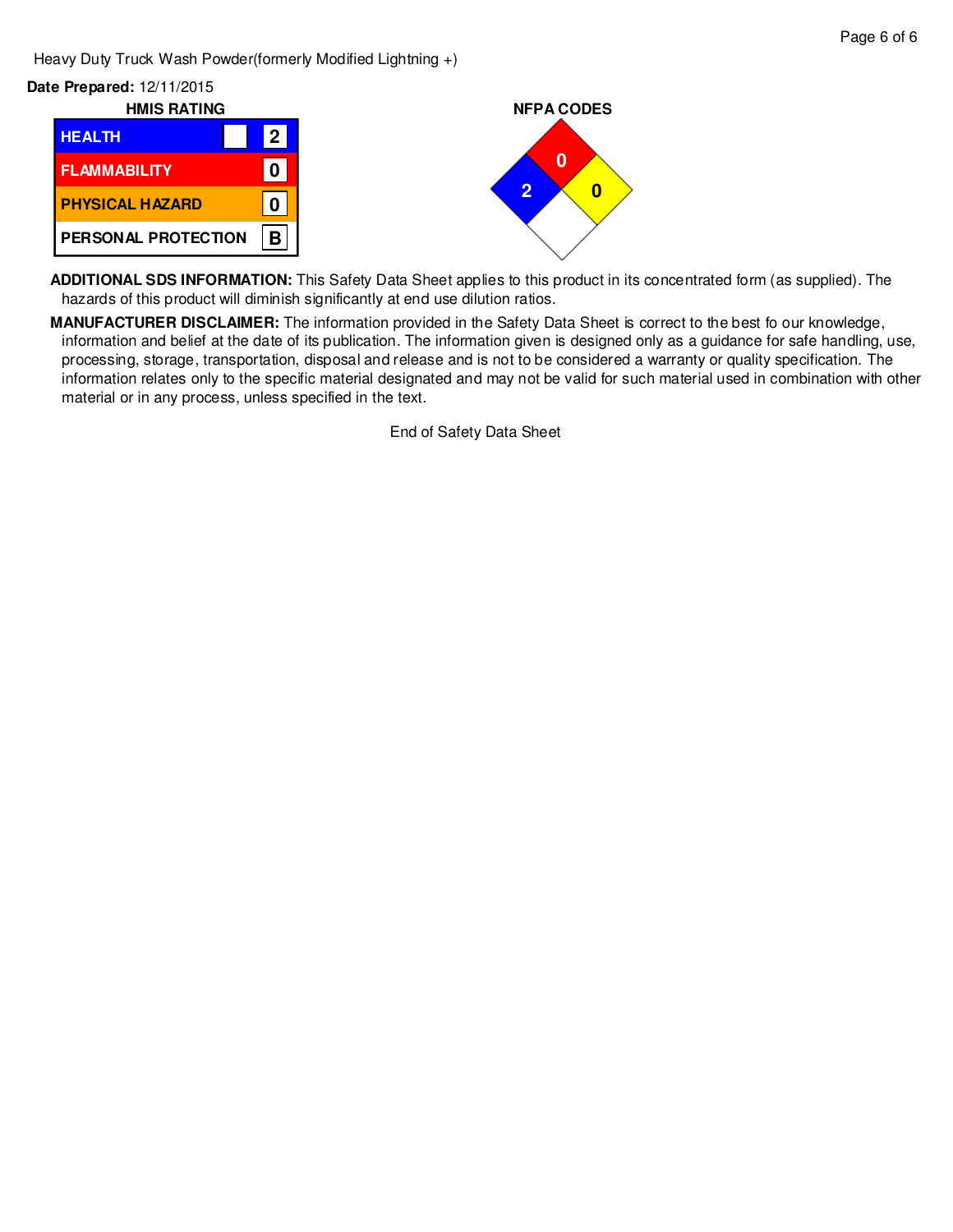Heavy Duty Truck Wash Powder(formerly Modified Lightning +)

**Date Prepared:** 12/11/2015

**HMIS RATING**

| | |
|---|---|
| HEALTH | 2 |
| FLAMMABILITY | 0 |
| PHYSICAL HAZARD | 0 |
| PERSONAL PROTECTION | B |

**NFPA CODES**

0

2

0

**ADDITIONAL SDS INFORMATION:** This Safety Data Sheet applies to this product in its concentrated form (as supplied). The hazards of this product will diminish significantly at end use dilution ratios.

**MANUFACTURER DISCLAIMER:** The information provided in the Safety Data Sheet is correct to the best fo our knowledge, information and belief at the date of its publication. The information given is designed only as a guidance for safe handling, use, processing, storage, transportation, disposal and release and is not to be considered a warranty or quality specification. The information relates only to the specific material designated and may not be valid for such material used in combination with other material or in any process, unless specified in the text.

End of Safety Data Sheet